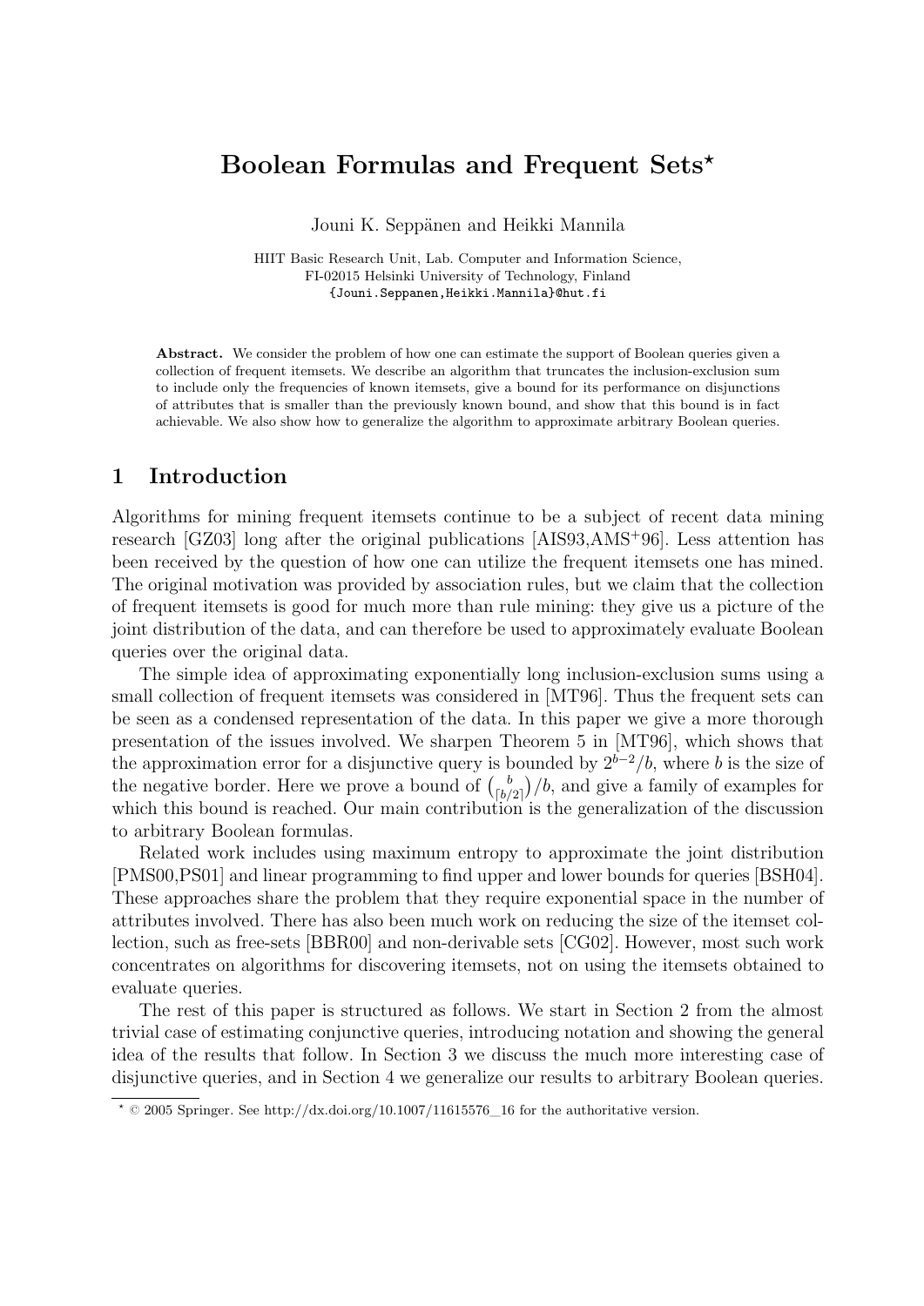# Boolean Formulas and Frequent Sets*

Jouni K. Seppänen and Heikki Mannila

HIIT Basic Research Unit, Lab. Computer and Information Science,
FI-02015 Helsinki University of Technology, Finland
{Jouni.Seppanen,Heikki.Mannila}@hut.fi

**Abstract.** We consider the problem of how one can estimate the support of Boolean queries given a collection of frequent itemsets. We describe an algorithm that truncates the inclusion-exclusion sum to include only the frequencies of known itemsets, give a bound for its performance on disjunctions of attributes that is smaller than the previously known bound, and show that this bound is in fact achievable. We also show how to generalize the algorithm to approximate arbitrary Boolean queries.

## 1 Introduction

Algorithms for mining frequent itemsets continue to be a subject of recent data mining research [GZ03] long after the original publications [AIS93,AMS+96]. Less attention has been received by the question of how one can utilize the frequent itemsets one has mined. The original motivation was provided by association rules, but we claim that the collection of frequent itemsets is good for much more than rule mining: they give us a picture of the joint distribution of the data, and can therefore be used to approximately evaluate Boolean queries over the original data.

The simple idea of approximating exponentially long inclusion-exclusion sums using a small collection of frequent itemsets was considered in [MT96]. Thus the frequent sets can be seen as a condensed representation of the data. In this paper we give a more thorough presentation of the issues involved. We sharpen Theorem 5 in [MT96], which shows that the approximation error for a disjunctive query is bounded by $2^{b-2}/b$, where $b$ is the size of the negative border. Here we prove a bound of $\binom{b}{\lceil b/2 \rceil}/b$, and give a family of examples for which this bound is reached. Our main contribution is the generalization of the discussion to arbitrary Boolean formulas.

Related work includes using maximum entropy to approximate the joint distribution [PMS00,PS01] and linear programming to find upper and lower bounds for queries [BSH04]. These approaches share the problem that they require exponential space in the number of attributes involved. There has also been much work on reducing the size of the itemset collection, such as free-sets [BBR00] and non-derivable sets [CG02]. However, most such work concentrates on algorithms for discovering itemsets, not on using the itemsets obtained to evaluate queries.

The rest of this paper is structured as follows. We start in Section 2 from the almost trivial case of estimating conjunctive queries, introducing notation and showing the general idea of the results that follow. In Section 3 we discuss the much more interesting case of disjunctive queries, and in Section 4 we generalize our results to arbitrary Boolean queries.

* © 2005 Springer. See http://dx.doi.org/10.1007/11615576_16 for the authoritative version.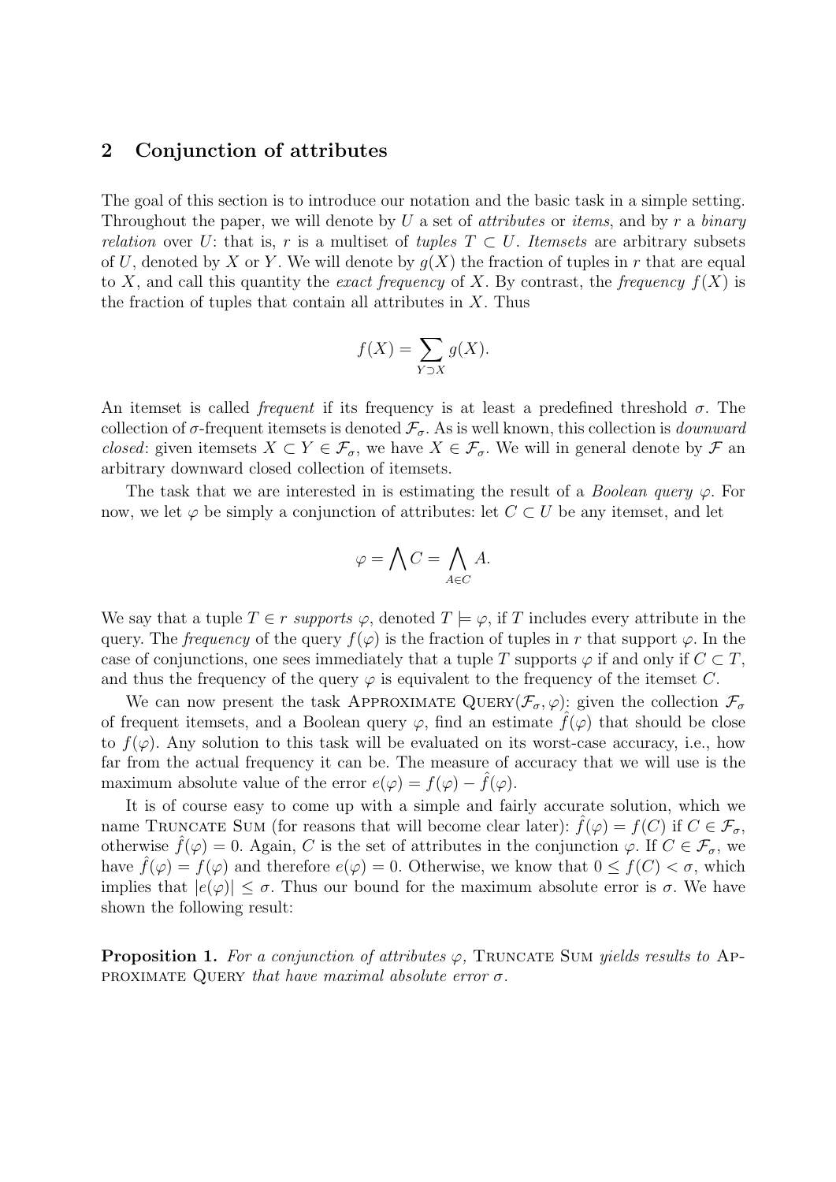## 2 Conjunction of attributes

The goal of this section is to introduce our notation and the basic task in a simple setting. Throughout the paper, we will denote by $U$ a set of *attributes* or *items*, and by $r$ a *binary relation* over $U$: that is, $r$ is a multiset of *tuples* $T \subset U$. *Itemsets* are arbitrary subsets of $U$, denoted by $X$ or $Y$. We will denote by $g(X)$ the fraction of tuples in $r$ that are equal to $X$, and call this quantity the *exact frequency* of $X$. By contrast, the *frequency* $f(X)$ is the fraction of tuples that contain all attributes in $X$. Thus

$$f(X) = \sum_{Y \supset X} g(X).$$

An itemset is called *frequent* if its frequency is at least a predefined threshold $\sigma$. The collection of $\sigma$-frequent itemsets is denoted $\mathcal{F}_\sigma$. As is well known, this collection is *downward closed*: given itemsets $X \subset Y \in \mathcal{F}_\sigma$, we have $X \in \mathcal{F}_\sigma$. We will in general denote by $\mathcal{F}$ an arbitrary downward closed collection of itemsets.

The task that we are interested in is estimating the result of a *Boolean query* $\varphi$. For now, we let $\varphi$ be simply a conjunction of attributes: let $C \subset U$ be any itemset, and let

$$\varphi = \bigwedge C = \bigwedge_{A \in C} A.$$

We say that a tuple $T \in r$ *supports* $\varphi$, denoted $T \models \varphi$, if $T$ includes every attribute in the query. The *frequency* of the query $f(\varphi)$ is the fraction of tuples in $r$ that support $\varphi$. In the case of conjunctions, one sees immediately that a tuple $T$ supports $\varphi$ if and only if $C \subset T$, and thus the frequency of the query $\varphi$ is equivalent to the frequency of the itemset $C$.

We can now present the task APPROXIMATE QUERY($\mathcal{F}_\sigma, \varphi$): given the collection $\mathcal{F}_\sigma$ of frequent itemsets, and a Boolean query $\varphi$, find an estimate $\hat{f}(\varphi)$ that should be close to $f(\varphi)$. Any solution to this task will be evaluated on its worst-case accuracy, i.e., how far from the actual frequency it can be. The measure of accuracy that we will use is the maximum absolute value of the error $e(\varphi) = f(\varphi) - \hat{f}(\varphi)$.

It is of course easy to come up with a simple and fairly accurate solution, which we name TRUNCATE SUM (for reasons that will become clear later): $\hat{f}(\varphi) = f(C)$ if $C \in \mathcal{F}_\sigma$, otherwise $\hat{f}(\varphi) = 0$. Again, $C$ is the set of attributes in the conjunction $\varphi$. If $C \in \mathcal{F}_\sigma$, we have $\hat{f}(\varphi) = f(\varphi)$ and therefore $e(\varphi) = 0$. Otherwise, we know that $0 \le f(C) < \sigma$, which implies that $|e(\varphi)| \le \sigma$. Thus our bound for the maximum absolute error is $\sigma$. We have shown the following result:

**Proposition 1.** *For a conjunction of attributes $\varphi$, TRUNCATE SUM yields results to APPROXIMATE QUERY that have maximal absolute error $\sigma$.*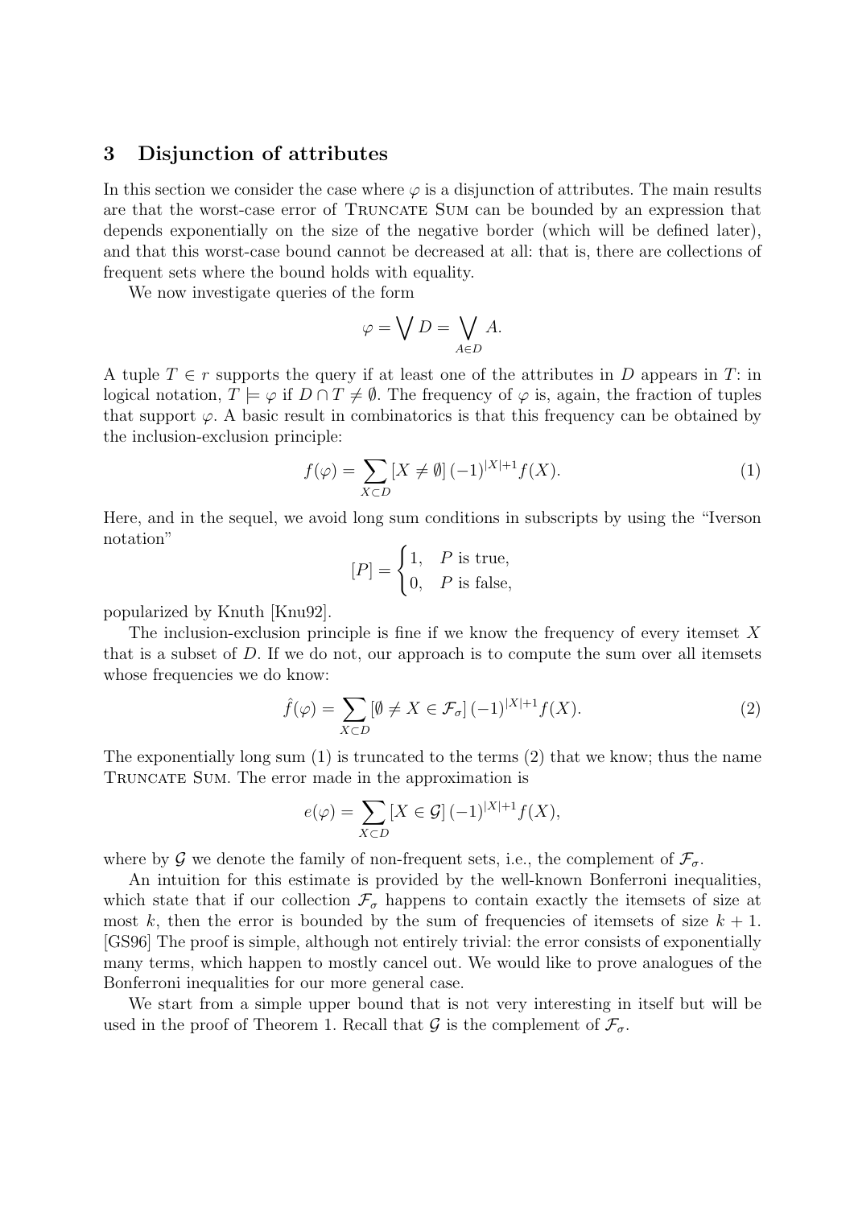## 3 Disjunction of attributes

In this section we consider the case where $\varphi$ is a disjunction of attributes. The main results are that the worst-case error of Truncate Sum can be bounded by an expression that depends exponentially on the size of the negative border (which will be defined later), and that this worst-case bound cannot be decreased at all: that is, there are collections of frequent sets where the bound holds with equality.

We now investigate queries of the form

$$\varphi = \bigvee D = \bigvee_{A \in D} A.$$

A tuple $T \in r$ supports the query if at least one of the attributes in $D$ appears in $T$: in logical notation, $T \models \varphi$ if $D \cap T \neq \emptyset$. The frequency of $\varphi$ is, again, the fraction of tuples that support $\varphi$. A basic result in combinatorics is that this frequency can be obtained by the inclusion-exclusion principle:

$$f(\varphi) = \sum_{X \subset D} [X \neq \emptyset] \, (-1)^{|X|+1} f(X). \tag{1}$$

Here, and in the sequel, we avoid long sum conditions in subscripts by using the "Iverson notation"

$$[P] = \begin{cases} 1, & P \text{ is true,} \\ 0, & P \text{ is false,} \end{cases}$$

popularized by Knuth [Knu92].

The inclusion-exclusion principle is fine if we know the frequency of every itemset $X$ that is a subset of $D$. If we do not, our approach is to compute the sum over all itemsets whose frequencies we do know:

$$\hat{f}(\varphi) = \sum_{X \subset D} [\emptyset \neq X \in \mathcal{F}_\sigma] \, (-1)^{|X|+1} f(X). \tag{2}$$

The exponentially long sum (1) is truncated to the terms (2) that we know; thus the name Truncate Sum. The error made in the approximation is

$$e(\varphi) = \sum_{X \subset D} [X \in \mathcal{G}] \, (-1)^{|X|+1} f(X),$$

where by $\mathcal{G}$ we denote the family of non-frequent sets, i.e., the complement of $\mathcal{F}_\sigma$.

An intuition for this estimate is provided by the well-known Bonferroni inequalities, which state that if our collection $\mathcal{F}_\sigma$ happens to contain exactly the itemsets of size at most $k$, then the error is bounded by the sum of frequencies of itemsets of size $k+1$. [GS96] The proof is simple, although not entirely trivial: the error consists of exponentially many terms, which happen to mostly cancel out. We would like to prove analogues of the Bonferroni inequalities for our more general case.

We start from a simple upper bound that is not very interesting in itself but will be used in the proof of Theorem 1. Recall that $\mathcal{G}$ is the complement of $\mathcal{F}_\sigma$.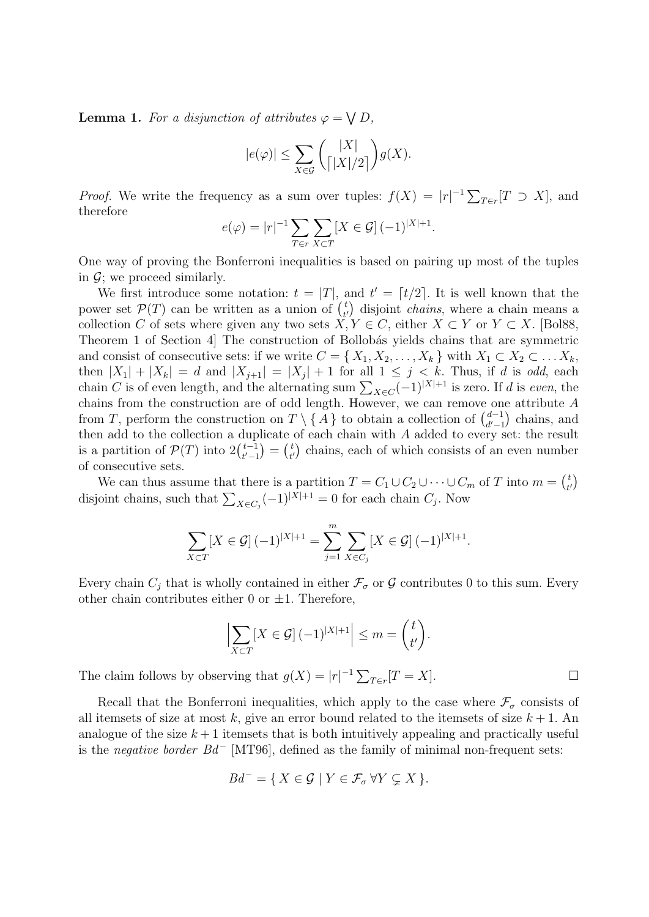**Lemma 1.** *For a disjunction of attributes $\varphi = \bigvee D$,*

$$|e(\varphi)| \leq \sum_{X \in \mathcal{G}} \binom{|X|}{\lceil |X|/2 \rceil} g(X).$$

*Proof.* We write the frequency as a sum over tuples: $f(X) = |r|^{-1} \sum_{T \in r} [T \supset X]$, and therefore

$$e(\varphi) = |r|^{-1} \sum_{T \in r} \sum_{X \subset T} [X \in \mathcal{G}] \, (-1)^{|X|+1}.$$

One way of proving the Bonferroni inequalities is based on pairing up most of the tuples in $\mathcal{G}$; we proceed similarly.

We first introduce some notation: $t = |T|$, and $t' = \lceil t/2 \rceil$. It is well known that the power set $\mathcal{P}(T)$ can be written as a union of $\binom{t}{t'}$ disjoint *chains*, where a chain means a collection $C$ of sets where given any two sets $X, Y \in C$, either $X \subset Y$ or $Y \subset X$. [Bol88, Theorem 1 of Section 4] The construction of Bollobás yields chains that are symmetric and consist of consecutive sets: if we write $C = \{ X_1, X_2, \dots, X_k \}$ with $X_1 \subset X_2 \subset \dots X_k$, then $|X_1| + |X_k| = d$ and $|X_{j+1}| = |X_j| + 1$ for all $1 \leq j < k$. Thus, if $d$ is *odd*, each chain $C$ is of even length, and the alternating sum $\sum_{X \in C} (-1)^{|X|+1}$ is zero. If $d$ is *even*, the chains from the construction are of odd length. However, we can remove one attribute $A$ from $T$, perform the construction on $T \setminus \{ A \}$ to obtain a collection of $\binom{d-1}{d'-1}$ chains, and then add to the collection a duplicate of each chain with $A$ added to every set: the result is a partition of $\mathcal{P}(T)$ into $2\binom{t-1}{t'-1} = \binom{t}{t'}$ chains, each of which consists of an even number of consecutive sets.

We can thus assume that there is a partition $T = C_1 \cup C_2 \cup \dots \cup C_m$ of $T$ into $m = \binom{t}{t'}$ disjoint chains, such that $\sum_{X \in C_j} (-1)^{|X|+1} = 0$ for each chain $C_j$. Now

$$\sum_{X \subset T} [X \in \mathcal{G}] \, (-1)^{|X|+1} = \sum_{j=1}^{m} \sum_{X \in C_j} [X \in \mathcal{G}] \, (-1)^{|X|+1}.$$

Every chain $C_j$ that is wholly contained in either $\mathcal{F}_\sigma$ or $\mathcal{G}$ contributes 0 to this sum. Every other chain contributes either 0 or $\pm 1$. Therefore,

$$\Big| \sum_{X \subset T} [X \in \mathcal{G}] \, (-1)^{|X|+1} \Big| \leq m = \binom{t}{t'}.$$

The claim follows by observing that $g(X) = |r|^{-1} \sum_{T \in r} [T = X]$. □

Recall that the Bonferroni inequalities, which apply to the case where $\mathcal{F}_\sigma$ consists of all itemsets of size at most $k$, give an error bound related to the itemsets of size $k+1$. An analogue of the size $k+1$ itemsets that is both intuitively appealing and practically useful is the *negative border* $Bd^-$ [MT96], defined as the family of minimal non-frequent sets:

$$Bd^- = \{ X \in \mathcal{G} \mid Y \in \mathcal{F}_\sigma \; \forall Y \subsetneq X \}.$$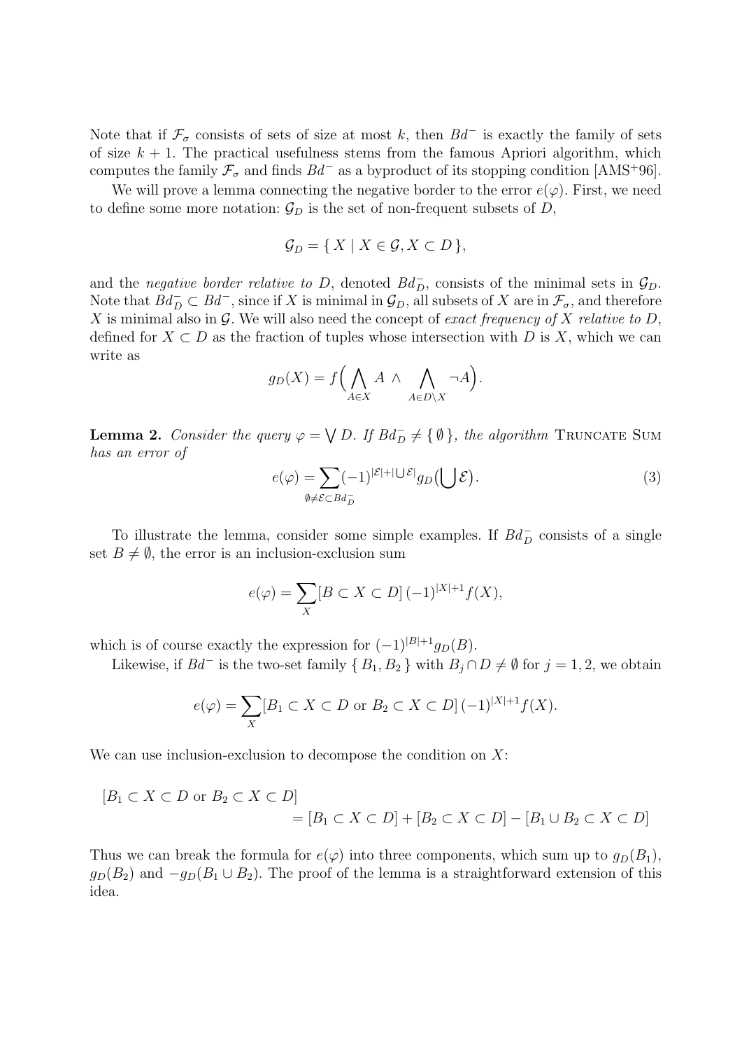Note that if $\mathcal{F}_\sigma$ consists of sets of size at most $k$, then $Bd^-$ is exactly the family of sets of size $k+1$. The practical usefulness stems from the famous Apriori algorithm, which computes the family $\mathcal{F}_\sigma$ and finds $Bd^-$ as a byproduct of its stopping condition [AMS+96].

We will prove a lemma connecting the negative border to the error $e(\varphi)$. First, we need to define some more notation: $\mathcal{G}_D$ is the set of non-frequent subsets of $D$,

$$\mathcal{G}_D = \{\, X \mid X \in \mathcal{G}, X \subset D \,\},$$

and the *negative border relative to* $D$, denoted $Bd^-_D$, consists of the minimal sets in $\mathcal{G}_D$. Note that $Bd^-_D \subset Bd^-$, since if $X$ is minimal in $\mathcal{G}_D$, all subsets of $X$ are in $\mathcal{F}_\sigma$, and therefore $X$ is minimal also in $\mathcal{G}$. We will also need the concept of *exact frequency of* $X$ *relative to* $D$, defined for $X \subset D$ as the fraction of tuples whose intersection with $D$ is $X$, which we can write as

$$g_D(X) = f\Big( \bigwedge_{A \in X} A \;\wedge \bigwedge_{A \in D \setminus X} \neg A \Big).$$

**Lemma 2.** *Consider the query* $\varphi = \bigvee D$. *If* $Bd^-_D \neq \{\emptyset\}$, *the algorithm* Truncate Sum *has an error of*

$$e(\varphi) = \sum_{\emptyset \neq \mathcal{E} \subset Bd^-_D} (-1)^{|\mathcal{E}|+|\bigcup \mathcal{E}|} g_D\big(\bigcup \mathcal{E}\big). \tag{3}$$

To illustrate the lemma, consider some simple examples. If $Bd^-_D$ consists of a single set $B \neq \emptyset$, the error is an inclusion-exclusion sum

$$e(\varphi) = \sum_X [B \subset X \subset D] \, (-1)^{|X|+1} f(X),$$

which is of course exactly the expression for $(-1)^{|B|+1} g_D(B)$.

Likewise, if $Bd^-$ is the two-set family $\{B_1, B_2\}$ with $B_j \cap D \neq \emptyset$ for $j = 1, 2$, we obtain

$$e(\varphi) = \sum_X [B_1 \subset X \subset D \text{ or } B_2 \subset X \subset D] \, (-1)^{|X|+1} f(X).$$

We can use inclusion-exclusion to decompose the condition on $X$:

$$\begin{aligned}
&[B_1 \subset X \subset D \text{ or } B_2 \subset X \subset D] \\
&\qquad\qquad = [B_1 \subset X \subset D] + [B_2 \subset X \subset D] - [B_1 \cup B_2 \subset X \subset D]
\end{aligned}$$

Thus we can break the formula for $e(\varphi)$ into three components, which sum up to $g_D(B_1)$, $g_D(B_2)$ and $-g_D(B_1 \cup B_2)$. The proof of the lemma is a straightforward extension of this idea.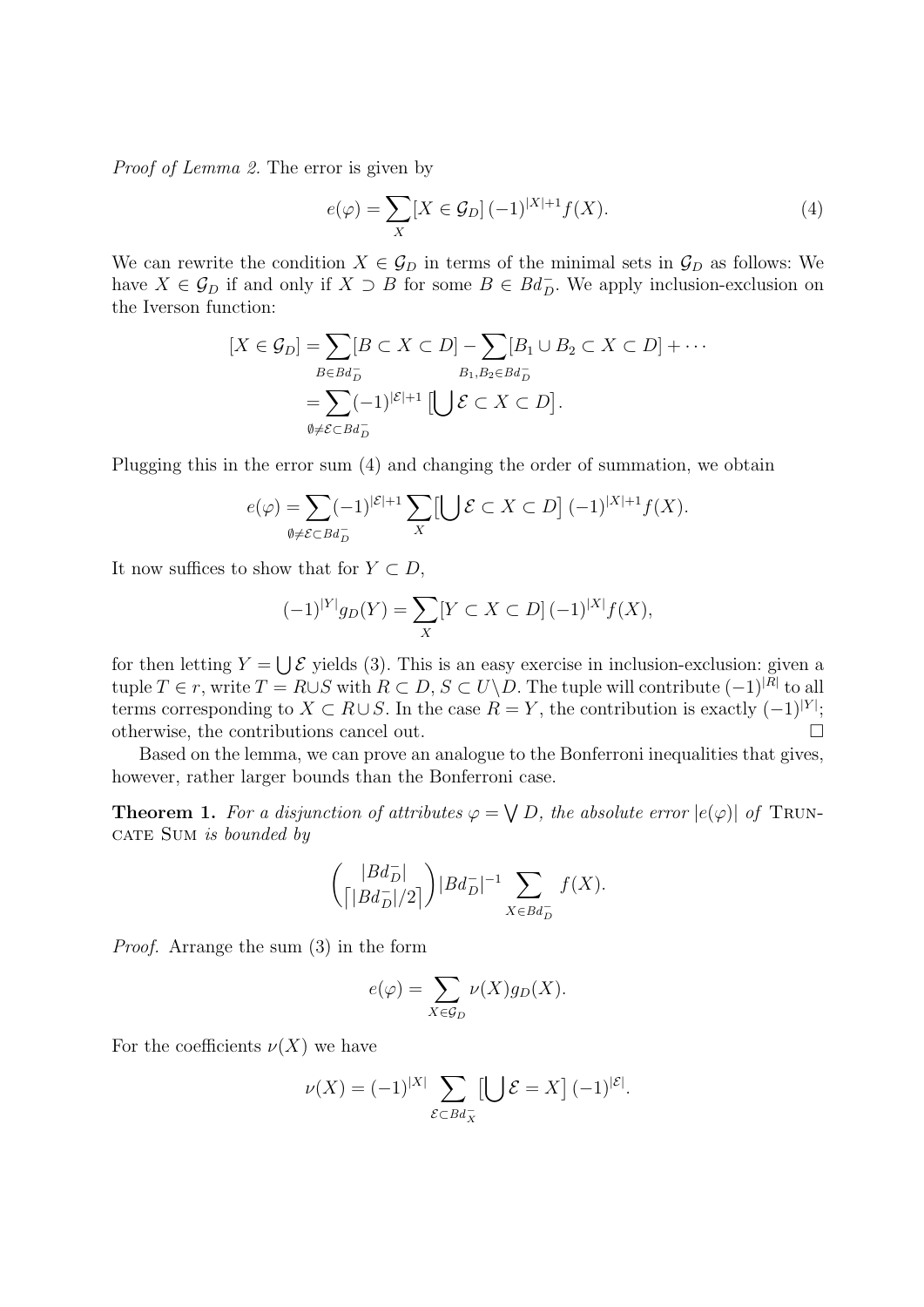*Proof of Lemma 2.* The error is given by

$$e(\varphi) = \sum_{X} [X \in \mathcal{G}_D] \, (-1)^{|X|+1} f(X). \tag{4}$$

We can rewrite the condition $X \in \mathcal{G}_D$ in terms of the minimal sets in $\mathcal{G}_D$ as follows: We have $X \in \mathcal{G}_D$ if and only if $X \supset B$ for some $B \in Bd^-_D$. We apply inclusion-exclusion on the Iverson function:

$$\begin{aligned}
[X \in \mathcal{G}_D] &= \sum_{B \in Bd^-_D} [B \subset X \subset D] - \sum_{B_1, B_2 \in Bd^-_D} [B_1 \cup B_2 \subset X \subset D] + \cdots \\
&= \sum_{\emptyset \neq \mathcal{E} \subset Bd^-_D} (-1)^{|\mathcal{E}|+1} \left[\bigcup \mathcal{E} \subset X \subset D\right].
\end{aligned}$$

Plugging this in the error sum (4) and changing the order of summation, we obtain

$$e(\varphi) = \sum_{\emptyset \neq \mathcal{E} \subset Bd^-_D} (-1)^{|\mathcal{E}|+1} \sum_{X} \left[\bigcup \mathcal{E} \subset X \subset D\right] (-1)^{|X|+1} f(X).$$

It now suffices to show that for $Y \subset D$,

$$(-1)^{|Y|} g_D(Y) = \sum_{X} [Y \subset X \subset D] \, (-1)^{|X|} f(X),$$

for then letting $Y = \bigcup \mathcal{E}$ yields (3). This is an easy exercise in inclusion-exclusion: given a tuple $T \in r$, write $T = R \cup S$ with $R \subset D$, $S \subset U \backslash D$. The tuple will contribute $(-1)^{|R|}$ to all terms corresponding to $X \subset R \cup S$. In the case $R = Y$, the contribution is exactly $(-1)^{|Y|}$; otherwise, the contributions cancel out. □

Based on the lemma, we can prove an analogue to the Bonferroni inequalities that gives, however, rather larger bounds than the Bonferroni case.

**Theorem 1.** *For a disjunction of attributes $\varphi = \bigvee D$, the absolute error $|e(\varphi)|$ of* Truncate Sum *is bounded by*

$$\binom{|Bd^-_D|}{\lceil |Bd^-_D|/2 \rceil} |Bd^-_D|^{-1} \sum_{X \in Bd^-_D} f(X).$$

*Proof.* Arrange the sum (3) in the form

$$e(\varphi) = \sum_{X \in \mathcal{G}_D} \nu(X) g_D(X).$$

For the coefficients $\nu(X)$ we have

$$\nu(X) = (-1)^{|X|} \sum_{\mathcal{E} \subset Bd^-_X} \left[\bigcup \mathcal{E} = X\right] (-1)^{|\mathcal{E}|}.$$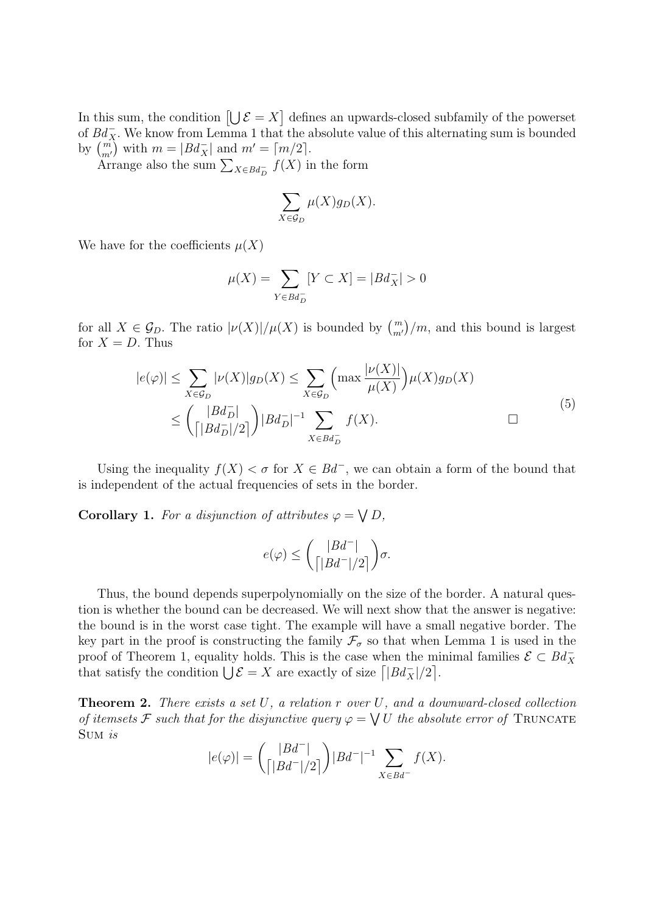In this sum, the condition $\left[\bigcup \mathcal{E} = X\right]$ defines an upwards-closed subfamily of the powerset of $Bd^-_X$. We know from Lemma 1 that the absolute value of this alternating sum is bounded by $\binom{m}{m'}$ with $m = |Bd^-_X|$ and $m' = \lceil m/2 \rceil$.

Arrange also the sum $\sum_{X \in Bd^-_D} f(X)$ in the form

$$\sum_{X \in \mathcal{G}_D} \mu(X) g_D(X).$$

We have for the coefficients $\mu(X)$

$$\mu(X) = \sum_{Y \in Bd^-_D} [Y \subset X] = |Bd^-_X| > 0$$

for all $X \in \mathcal{G}_D$. The ratio $|\nu(X)|/\mu(X)$ is bounded by $\binom{m}{m'}/m$, and this bound is largest for $X = D$. Thus

$$\begin{aligned} |e(\varphi)| &\leq \sum_{X \in \mathcal{G}_D} |\nu(X)| g_D(X) \leq \sum_{X \in \mathcal{G}_D} \Big( \max \frac{|\nu(X)|}{\mu(X)} \Big) \mu(X) g_D(X) \\ &\leq \binom{|Bd^-_D|}{\lceil |Bd^-_D|/2 \rceil} |Bd^-_D|^{-1} \sum_{X \in Bd^-_D} f(X). \qquad \square \end{aligned} \tag{5}$$

Using the inequality $f(X) < \sigma$ for $X \in Bd^-$, we can obtain a form of the bound that is independent of the actual frequencies of sets in the border.

**Corollary 1.** *For a disjunction of attributes $\varphi = \bigvee D$,*

$$e(\varphi) \leq \binom{|Bd^-|}{\lceil |Bd^-|/2 \rceil} \sigma.$$

Thus, the bound depends superpolynomially on the size of the border. A natural question is whether the bound can be decreased. We will next show that the answer is negative: the bound is in the worst case tight. The example will have a small negative border. The key part in the proof is constructing the family $\mathcal{F}_\sigma$ so that when Lemma 1 is used in the proof of Theorem 1, equality holds. This is the case when the minimal families $\mathcal{E} \subset Bd^-_X$ that satisfy the condition $\bigcup \mathcal{E} = X$ are exactly of size $\lceil |Bd^-_X|/2 \rceil$.

**Theorem 2.** *There exists a set $U$, a relation $r$ over $U$, and a downward-closed collection of itemsets $\mathcal{F}$ such that for the disjunctive query $\varphi = \bigvee U$ the absolute error of* Truncate Sum *is*

$$|e(\varphi)| = \binom{|Bd^-|}{\lceil |Bd^-|/2 \rceil} |Bd^-|^{-1} \sum_{X \in Bd^-} f(X).$$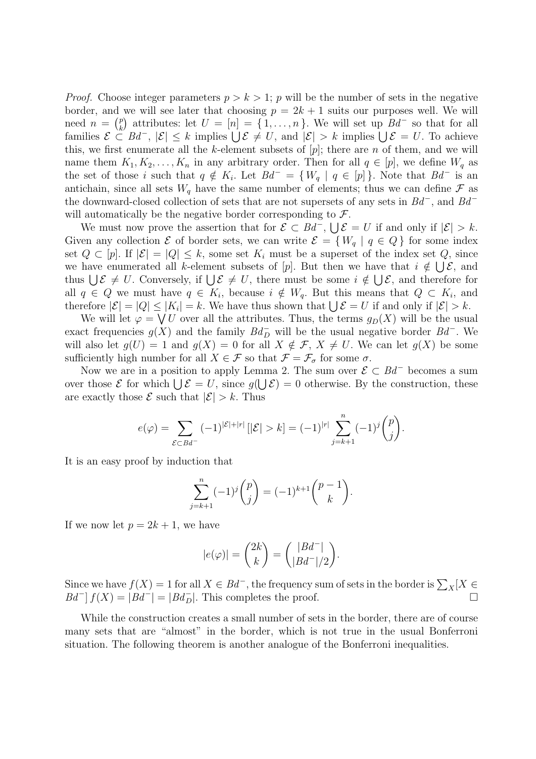*Proof.* Choose integer parameters $p > k > 1$; $p$ will be the number of sets in the negative border, and we will see later that choosing $p = 2k + 1$ suits our purposes well. We will need $n = \binom{p}{k}$ attributes: let $U = [n] = \{ 1, \dots, n \}$. We will set up $Bd^-$ so that for all families $\mathcal{E} \subset Bd^-$, $|\mathcal{E}| \le k$ implies $\bigcup \mathcal{E} \ne U$, and $|\mathcal{E}| > k$ implies $\bigcup \mathcal{E} = U$. To achieve this, we first enumerate all the $k$-element subsets of $[p]$; there are $n$ of them, and we will name them $K_1, K_2, \dots, K_n$ in any arbitrary order. Then for all $q \in [p]$, we define $W_q$ as the set of those $i$ such that $q \notin K_i$. Let $Bd^- = \{ W_q \mid q \in [p] \}$. Note that $Bd^-$ is an antichain, since all sets $W_q$ have the same number of elements; thus we can define $\mathcal{F}$ as the downward-closed collection of sets that are not supersets of any sets in $Bd^-$, and $Bd^-$ will automatically be the negative border corresponding to $\mathcal{F}$.

We must now prove the assertion that for $\mathcal{E} \subset Bd^-$, $\bigcup \mathcal{E} = U$ if and only if $|\mathcal{E}| > k$. Given any collection $\mathcal{E}$ of border sets, we can write $\mathcal{E} = \{ W_q \mid q \in Q \}$ for some index set $Q \subset [p]$. If $|\mathcal{E}| = |Q| \le k$, some set $K_i$ must be a superset of the index set $Q$, since we have enumerated all $k$-element subsets of $[p]$. But then we have that $i \notin \bigcup \mathcal{E}$, and thus $\bigcup \mathcal{E} \ne U$. Conversely, if $\bigcup \mathcal{E} \ne U$, there must be some $i \notin \bigcup \mathcal{E}$, and therefore for all $q \in Q$ we must have $q \in K_i$, because $i \notin W_q$. But this means that $Q \subset K_i$, and therefore $|\mathcal{E}| = |Q| \le |K_i| = k$. We have thus shown that $\bigcup \mathcal{E} = U$ if and only if $|\mathcal{E}| > k$.

We will let $\varphi = \bigvee U$ over all the attributes. Thus, the terms $g_D(X)$ will be the usual exact frequencies $g(X)$ and the family $Bd^-_D$ will be the usual negative border $Bd^-$. We will also let $g(U) = 1$ and $g(X) = 0$ for all $X \notin \mathcal{F}$, $X \ne U$. We can let $g(X)$ be some sufficiently high number for all $X \in \mathcal{F}$ so that $\mathcal{F} = \mathcal{F}_\sigma$ for some $\sigma$.

Now we are in a position to apply Lemma 2. The sum over $\mathcal{E} \subset Bd^-$ becomes a sum over those $\mathcal{E}$ for which $\bigcup \mathcal{E} = U$, since $g(\bigcup \mathcal{E}) = 0$ otherwise. By the construction, these are exactly those $\mathcal{E}$ such that $|\mathcal{E}| > k$. Thus

$$e(\varphi) = \sum_{\mathcal{E} \subset Bd^-} (-1)^{|\mathcal{E}|+|r|} \, [|\mathcal{E}| > k] = (-1)^{|r|} \sum_{j=k+1}^{n} (-1)^j \binom{p}{j}.$$

It is an easy proof by induction that

$$\sum_{j=k+1}^{n} (-1)^j \binom{p}{j} = (-1)^{k+1} \binom{p-1}{k}.$$

If we now let $p = 2k + 1$, we have

$$|e(\varphi)| = \binom{2k}{k} = \binom{|Bd^-|}{|Bd^-|/2}.$$

Since we have $f(X) = 1$ for all $X \in Bd^-$, the frequency sum of sets in the border is $\sum_X [X \in Bd^-] \, f(X) = |Bd^-| = |Bd^-_D|$. This completes the proof. $\square$

While the construction creates a small number of sets in the border, there are of course many sets that are "almost" in the border, which is not true in the usual Bonferroni situation. The following theorem is another analogue of the Bonferroni inequalities.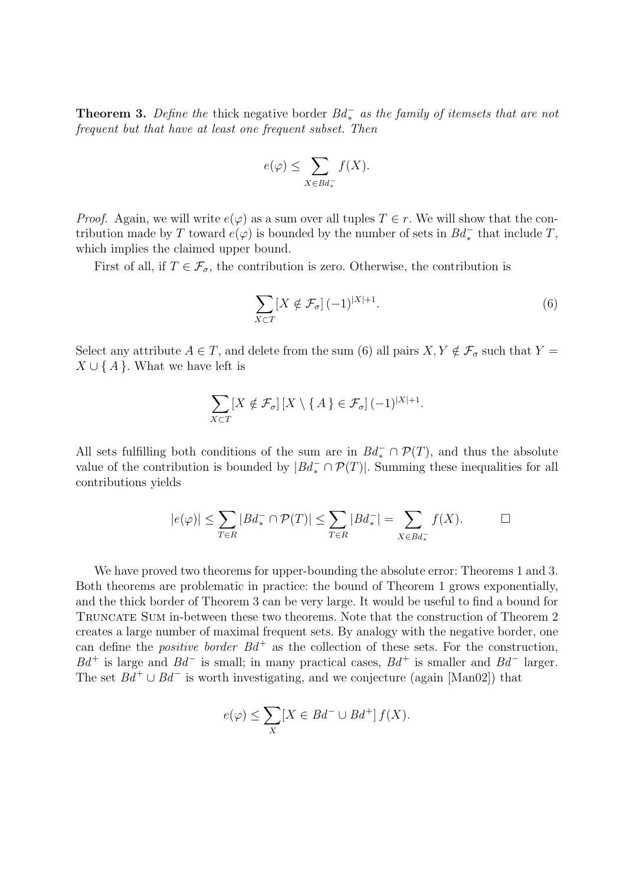**Theorem 3.** *Define the* thick negative border $Bd^-_*$ *as the family of itemsets that are not frequent but that have at least one frequent subset. Then*

$$e(\varphi) \leq \sum_{X \in Bd^-_*} f(X).$$

*Proof.* Again, we will write $e(\varphi)$ as a sum over all tuples $T \in r$. We will show that the contribution made by $T$ toward $e(\varphi)$ is bounded by the number of sets in $Bd^-_*$ that include $T$, which implies the claimed upper bound.

First of all, if $T \in \mathcal{F}_\sigma$, the contribution is zero. Otherwise, the contribution is

$$\sum_{X \subset T} [X \notin \mathcal{F}_\sigma] \, (-1)^{|X|+1}. \tag{6}$$

Select any attribute $A \in T$, and delete from the sum (6) all pairs $X, Y \notin \mathcal{F}_\sigma$ such that $Y = X \cup \{ A \}$. What we have left is

$$\sum_{X \subset T} [X \notin \mathcal{F}_\sigma] \, [X \setminus \{ A \} \in \mathcal{F}_\sigma] \, (-1)^{|X|+1}.$$

All sets fulfilling both conditions of the sum are in $Bd^-_* \cap \mathcal{P}(T)$, and thus the absolute value of the contribution is bounded by $|Bd^-_* \cap \mathcal{P}(T)|$. Summing these inequalities for all contributions yields

$$|e(\varphi)| \leq \sum_{T \in R} |Bd^-_* \cap \mathcal{P}(T)| \leq \sum_{T \in R} |Bd^-_*| = \sum_{X \in Bd^-_*} f(X). \qquad \square$$

We have proved two theorems for upper-bounding the absolute error: Theorems 1 and 3. Both theorems are problematic in practice: the bound of Theorem 1 grows exponentially, and the thick border of Theorem 3 can be very large. It would be useful to find a bound for TRUNCATE SUM in-between these two theorems. Note that the construction of Theorem 2 creates a large number of maximal frequent sets. By analogy with the negative border, one can define the *positive border* $Bd^+$ as the collection of these sets. For the construction, $Bd^+$ is large and $Bd^-$ is small; in many practical cases, $Bd^+$ is smaller and $Bd^-$ larger. The set $Bd^+ \cup Bd^-$ is worth investigating, and we conjecture (again [Man02]) that

$$e(\varphi) \leq \sum_X [X \in Bd^- \cup Bd^+] \, f(X).$$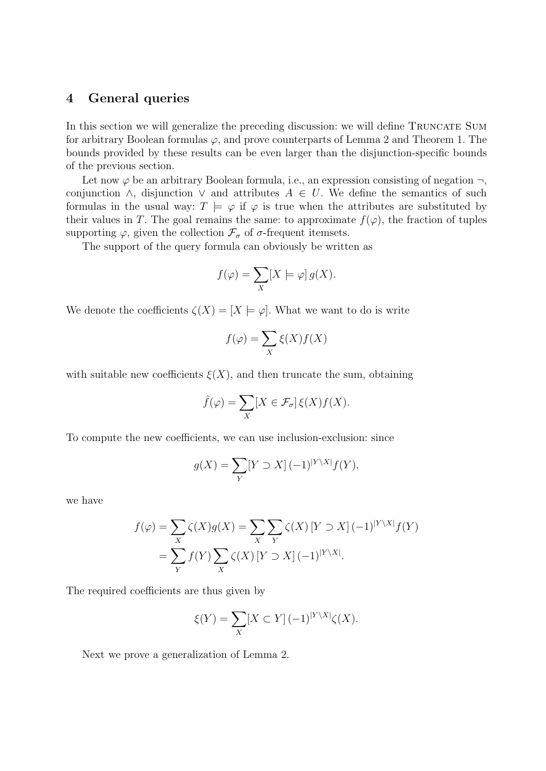## 4 General queries

In this section we will generalize the preceding discussion: we will define Truncate Sum for arbitrary Boolean formulas $\varphi$, and prove counterparts of Lemma 2 and Theorem 1. The bounds provided by these results can be even larger than the disjunction-specific bounds of the previous section.

Let now $\varphi$ be an arbitrary Boolean formula, i.e., an expression consisting of negation $\neg$, conjunction $\wedge$, disjunction $\vee$ and attributes $A \in U$. We define the semantics of such formulas in the usual way: $T \models \varphi$ if $\varphi$ is true when the attributes are substituted by their values in $T$. The goal remains the same: to approximate $f(\varphi)$, the fraction of tuples supporting $\varphi$, given the collection $\mathcal{F}_\sigma$ of $\sigma$-frequent itemsets.

The support of the query formula can obviously be written as

$$f(\varphi) = \sum_X [X \models \varphi]\, g(X).$$

We denote the coefficients $\zeta(X) = [X \models \varphi]$. What we want to do is write

$$f(\varphi) = \sum_X \xi(X) f(X)$$

with suitable new coefficients $\xi(X)$, and then truncate the sum, obtaining

$$\hat{f}(\varphi) = \sum_X [X \in \mathcal{F}_\sigma]\, \xi(X) f(X).$$

To compute the new coefficients, we can use inclusion-exclusion: since

$$g(X) = \sum_Y [Y \supset X]\, (-1)^{|Y \setminus X|} f(Y),$$

we have

$$\begin{aligned} f(\varphi) = \sum_X \zeta(X) g(X) &= \sum_X \sum_Y \zeta(X)\, [Y \supset X]\, (-1)^{|Y \setminus X|} f(Y) \\ &= \sum_Y f(Y) \sum_X \zeta(X)\, [Y \supset X]\, (-1)^{|Y \setminus X|}. \end{aligned}$$

The required coefficients are thus given by

$$\xi(Y) = \sum_X [X \subset Y]\, (-1)^{|Y \setminus X|} \zeta(X).$$

Next we prove a generalization of Lemma 2.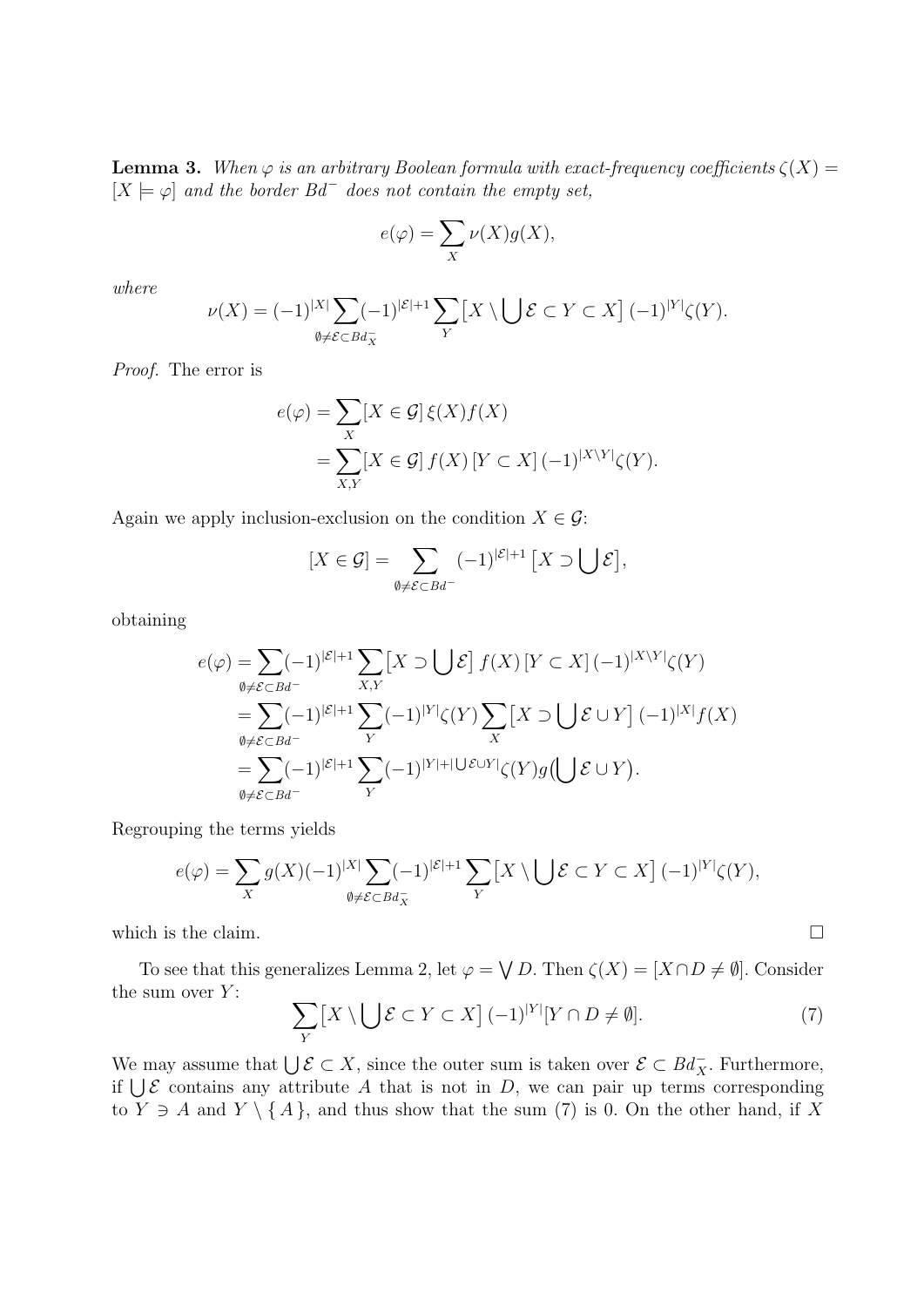**Lemma 3.** *When $\varphi$ is an arbitrary Boolean formula with exact-frequency coefficients $\zeta(X) = [X \models \varphi]$ and the border $Bd^-$ does not contain the empty set,*

$$e(\varphi) = \sum_X \nu(X) g(X),$$

*where*

$$\nu(X) = (-1)^{|X|} \sum_{\emptyset \neq \mathcal{E} \subset Bd^-_X} (-1)^{|\mathcal{E}|+1} \sum_Y \bigl[X \setminus \bigcup \mathcal{E} \subset Y \subset X\bigr] \, (-1)^{|Y|} \zeta(Y).$$

*Proof.* The error is

$$\begin{aligned} e(\varphi) &= \sum_X [X \in \mathcal{G}] \, \xi(X) f(X) \\ &= \sum_{X,Y} [X \in \mathcal{G}] \, f(X) \, [Y \subset X] \, (-1)^{|X \setminus Y|} \zeta(Y). \end{aligned}$$

Again we apply inclusion-exclusion on the condition $X \in \mathcal{G}$:

$$[X \in \mathcal{G}] = \sum_{\emptyset \neq \mathcal{E} \subset Bd^-} (-1)^{|\mathcal{E}|+1} \bigl[X \supset \bigcup \mathcal{E}\bigr],$$

obtaining

$$\begin{aligned} e(\varphi) &= \sum_{\emptyset \neq \mathcal{E} \subset Bd^-} (-1)^{|\mathcal{E}|+1} \sum_{X,Y} \bigl[X \supset \bigcup \mathcal{E}\bigr] \, f(X) \, [Y \subset X] \, (-1)^{|X \setminus Y|} \zeta(Y) \\ &= \sum_{\emptyset \neq \mathcal{E} \subset Bd^-} (-1)^{|\mathcal{E}|+1} \sum_Y (-1)^{|Y|} \zeta(Y) \sum_X \bigl[X \supset \bigcup \mathcal{E} \cup Y\bigr] \, (-1)^{|X|} f(X) \\ &= \sum_{\emptyset \neq \mathcal{E} \subset Bd^-} (-1)^{|\mathcal{E}|+1} \sum_Y (-1)^{|Y| + |\bigcup \mathcal{E} \cup Y|} \zeta(Y) g\bigl(\bigcup \mathcal{E} \cup Y\bigr). \end{aligned}$$

Regrouping the terms yields

$$e(\varphi) = \sum_X g(X) (-1)^{|X|} \sum_{\emptyset \neq \mathcal{E} \subset Bd^-_X} (-1)^{|\mathcal{E}|+1} \sum_Y \bigl[X \setminus \bigcup \mathcal{E} \subset Y \subset X\bigr] \, (-1)^{|Y|} \zeta(Y),$$

which is the claim. □

To see that this generalizes Lemma 2, let $\varphi = \bigvee D$. Then $\zeta(X) = [X \cap D \neq \emptyset]$. Consider the sum over $Y$:

$$\sum_Y \bigl[X \setminus \bigcup \mathcal{E} \subset Y \subset X\bigr] \, (-1)^{|Y|} [Y \cap D \neq \emptyset]. \tag{7}$$

We may assume that $\bigcup \mathcal{E} \subset X$, since the outer sum is taken over $\mathcal{E} \subset Bd^-_X$. Furthermore, if $\bigcup \mathcal{E}$ contains any attribute $A$ that is not in $D$, we can pair up terms corresponding to $Y \ni A$ and $Y \setminus \{ A \}$, and thus show that the sum (7) is 0. On the other hand, if $X$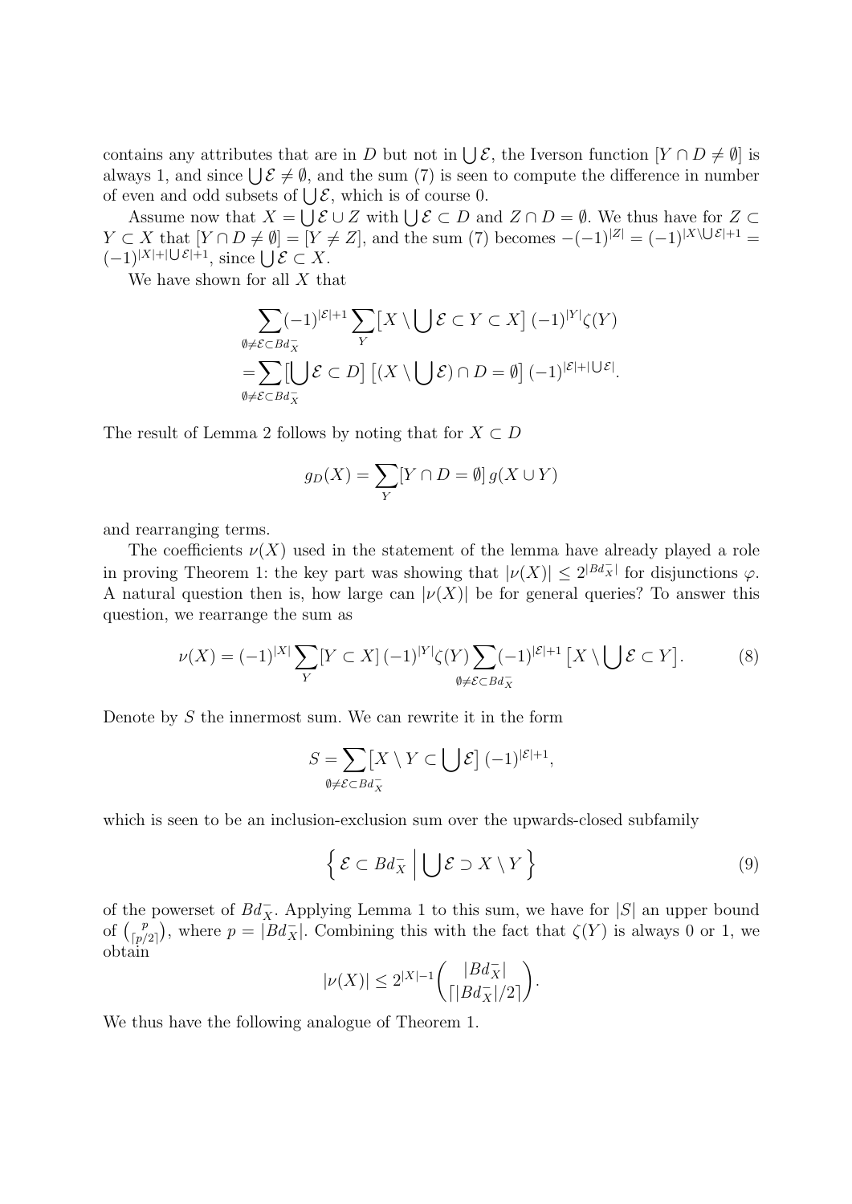contains any attributes that are in $D$ but not in $\bigcup \mathcal{E}$, the Iverson function $[Y \cap D \neq \emptyset]$ is always 1, and since $\bigcup \mathcal{E} \neq \emptyset$, and the sum (7) is seen to compute the difference in number of even and odd subsets of $\bigcup \mathcal{E}$, which is of course 0.

Assume now that $X = \bigcup \mathcal{E} \cup Z$ with $\bigcup \mathcal{E} \subset D$ and $Z \cap D = \emptyset$. We thus have for $Z \subset Y \subset X$ that $[Y \cap D \neq \emptyset] = [Y \neq Z]$, and the sum (7) becomes $-(-1)^{|Z|} = (-1)^{|X \setminus \bigcup \mathcal{E}|+1} = (-1)^{|X|+|\bigcup \mathcal{E}|+1}$, since $\bigcup \mathcal{E} \subset X$.

We have shown for all $X$ that

$$
\begin{aligned}
&\sum_{\emptyset \neq \mathcal{E} \subset Bd^-_X} (-1)^{|\mathcal{E}|+1} \sum_Y \big[X \setminus \bigcup \mathcal{E} \subset Y \subset X\big]\, (-1)^{|Y|} \zeta(Y) \\
&= \sum_{\emptyset \neq \mathcal{E} \subset Bd^-_X} \big[\bigcup \mathcal{E} \subset D\big]\, \big[(X \setminus \bigcup \mathcal{E}) \cap D = \emptyset\big]\, (-1)^{|\mathcal{E}|+|\bigcup \mathcal{E}|}.
\end{aligned}
$$

The result of Lemma 2 follows by noting that for $X \subset D$

$$
g_D(X) = \sum_Y [Y \cap D = \emptyset]\, g(X \cup Y)
$$

and rearranging terms.

The coefficients $\nu(X)$ used in the statement of the lemma have already played a role in proving Theorem 1: the key part was showing that $|\nu(X)| \leq 2^{|Bd^-_X|}$ for disjunctions $\varphi$. A natural question then is, how large can $|\nu(X)|$ be for general queries? To answer this question, we rearrange the sum as

$$
\nu(X) = (-1)^{|X|} \sum_Y [Y \subset X]\, (-1)^{|Y|} \zeta(Y) \sum_{\emptyset \neq \mathcal{E} \subset Bd^-_X} (-1)^{|\mathcal{E}|+1} \big[X \setminus \bigcup \mathcal{E} \subset Y\big]. \tag{8}
$$

Denote by $S$ the innermost sum. We can rewrite it in the form

$$
S = \sum_{\emptyset \neq \mathcal{E} \subset Bd^-_X} \big[X \setminus Y \subset \bigcup \mathcal{E}\big]\, (-1)^{|\mathcal{E}|+1},
$$

which is seen to be an inclusion-exclusion sum over the upwards-closed subfamily

$$
\Big\{\, \mathcal{E} \subset Bd^-_X \;\Big|\; \bigcup \mathcal{E} \supset X \setminus Y \,\Big\} \tag{9}
$$

of the powerset of $Bd^-_X$. Applying Lemma 1 to this sum, we have for $|S|$ an upper bound of $\binom{p}{\lceil p/2 \rceil}$, where $p = |Bd^-_X|$. Combining this with the fact that $\zeta(Y)$ is always 0 or 1, we obtain

$$
|\nu(X)| \leq 2^{|X|-1} \binom{|Bd^-_X|}{\lceil |Bd^-_X|/2 \rceil}.
$$

We thus have the following analogue of Theorem 1.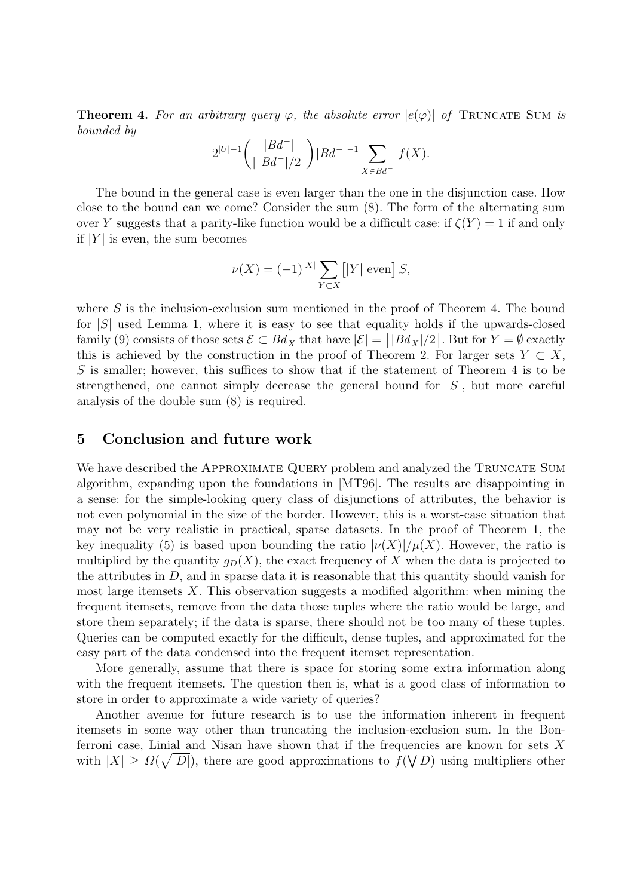**Theorem 4.** *For an arbitrary query $\varphi$, the absolute error $|e(\varphi)|$ of* Truncate Sum *is bounded by*

$$2^{|U|-1}\binom{|Bd^-|}{\lceil |Bd^-|/2 \rceil}|Bd^-|^{-1}\sum_{X\in Bd^-} f(X).$$

The bound in the general case is even larger than the one in the disjunction case. How close to the bound can we come? Consider the sum (8). The form of the alternating sum over $Y$ suggests that a parity-like function would be a difficult case: if $\zeta(Y) = 1$ if and only if $|Y|$ is even, the sum becomes

$$\nu(X) = (-1)^{|X|}\sum_{Y\subset X}\big[|Y| \text{ even}\big]\, S,$$

where $S$ is the inclusion-exclusion sum mentioned in the proof of Theorem 4. The bound for $|S|$ used Lemma 1, where it is easy to see that equality holds if the upwards-closed family (9) consists of those sets $\mathcal{E} \subset Bd^-_X$ that have $|\mathcal{E}| = \lceil |Bd^-_X|/2 \rceil$. But for $Y = \emptyset$ exactly this is achieved by the construction in the proof of Theorem 2. For larger sets $Y \subset X$, $S$ is smaller; however, this suffices to show that if the statement of Theorem 4 is to be strengthened, one cannot simply decrease the general bound for $|S|$, but more careful analysis of the double sum (8) is required.

## 5 Conclusion and future work

We have described the Approximate Query problem and analyzed the Truncate Sum algorithm, expanding upon the foundations in [MT96]. The results are disappointing in a sense: for the simple-looking query class of disjunctions of attributes, the behavior is not even polynomial in the size of the border. However, this is a worst-case situation that may not be very realistic in practical, sparse datasets. In the proof of Theorem 1, the key inequality (5) is based upon bounding the ratio $|\nu(X)|/\mu(X)$. However, the ratio is multiplied by the quantity $g_D(X)$, the exact frequency of $X$ when the data is projected to the attributes in $D$, and in sparse data it is reasonable that this quantity should vanish for most large itemsets $X$. This observation suggests a modified algorithm: when mining the frequent itemsets, remove from the data those tuples where the ratio would be large, and store them separately; if the data is sparse, there should not be too many of these tuples. Queries can be computed exactly for the difficult, dense tuples, and approximated for the easy part of the data condensed into the frequent itemset representation.

More generally, assume that there is space for storing some extra information along with the frequent itemsets. The question then is, what is a good class of information to store in order to approximate a wide variety of queries?

Another avenue for future research is to use the information inherent in frequent itemsets in some way other than truncating the inclusion-exclusion sum. In the Bonferroni case, Linial and Nisan have shown that if the frequencies are known for sets $X$ with $|X| \geq \Omega(\sqrt{|D|})$, there are good approximations to $f(\bigvee D)$ using multipliers other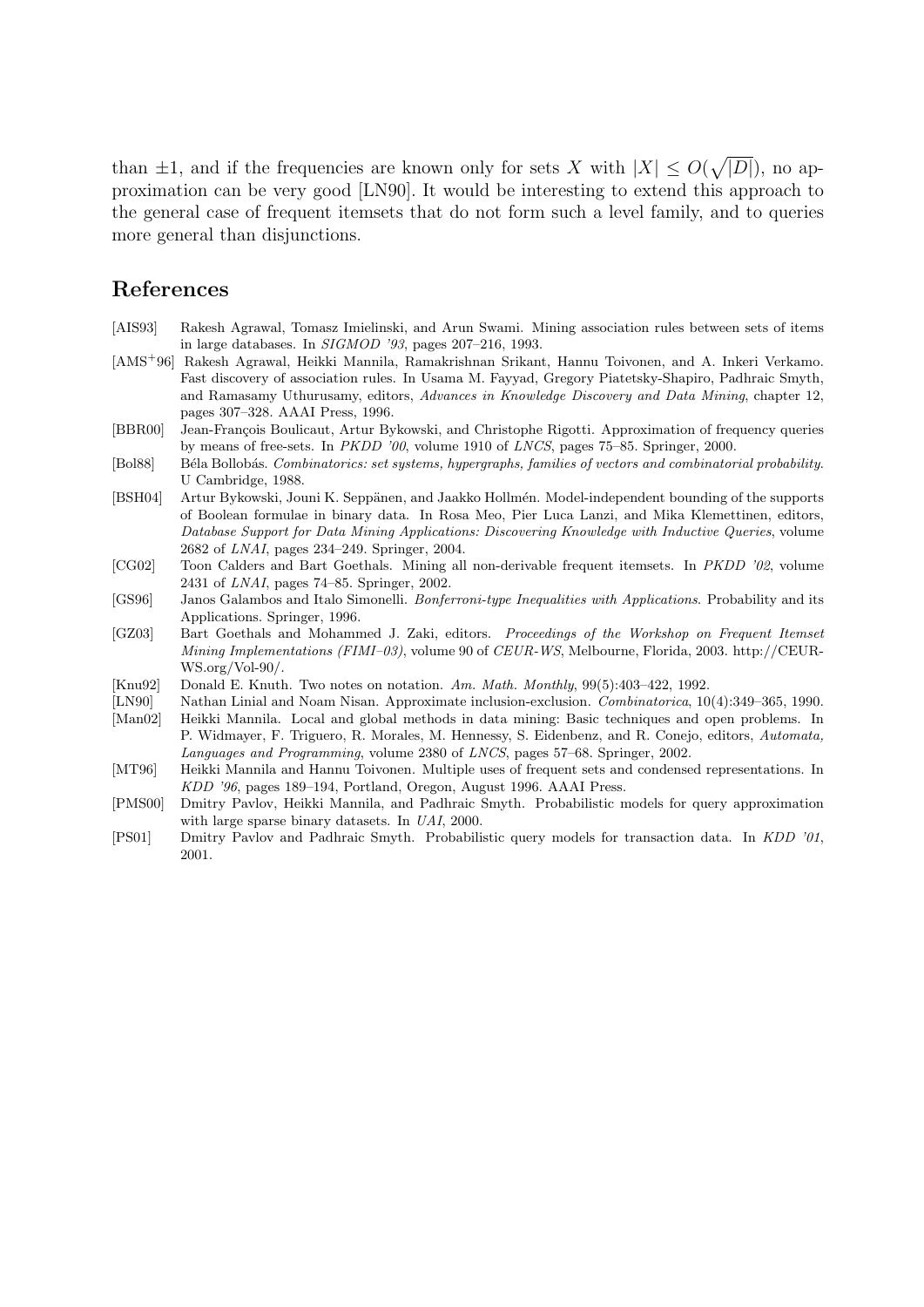than $\pm 1$, and if the frequencies are known only for sets $X$ with $|X| \leq O(\sqrt{|D|})$, no approximation can be very good [LN90]. It would be interesting to extend this approach to the general case of frequent itemsets that do not form such a level family, and to queries more general than disjunctions.

## References

[AIS93] Rakesh Agrawal, Tomasz Imielinski, and Arun Swami. Mining association rules between sets of items in large databases. In *SIGMOD '93*, pages 207–216, 1993.

[AMS+96] Rakesh Agrawal, Heikki Mannila, Ramakrishnan Srikant, Hannu Toivonen, and A. Inkeri Verkamo. Fast discovery of association rules. In Usama M. Fayyad, Gregory Piatetsky-Shapiro, Padhraic Smyth, and Ramasamy Uthurusamy, editors, *Advances in Knowledge Discovery and Data Mining*, chapter 12, pages 307–328. AAAI Press, 1996.

[BBR00] Jean-François Boulicaut, Artur Bykowski, and Christophe Rigotti. Approximation of frequency queries by means of free-sets. In *PKDD '00*, volume 1910 of *LNCS*, pages 75–85. Springer, 2000.

[Bol88] Béla Bollobás. *Combinatorics: set systems, hypergraphs, families of vectors and combinatorial probability*. U Cambridge, 1988.

[BSH04] Artur Bykowski, Jouni K. Seppänen, and Jaakko Hollmén. Model-independent bounding of the supports of Boolean formulae in binary data. In Rosa Meo, Pier Luca Lanzi, and Mika Klemettinen, editors, *Database Support for Data Mining Applications: Discovering Knowledge with Inductive Queries*, volume 2682 of *LNAI*, pages 234–249. Springer, 2004.

[CG02] Toon Calders and Bart Goethals. Mining all non-derivable frequent itemsets. In *PKDD '02*, volume 2431 of *LNAI*, pages 74–85. Springer, 2002.

[GS96] Janos Galambos and Italo Simonelli. *Bonferroni-type Inequalities with Applications*. Probability and its Applications. Springer, 1996.

[GZ03] Bart Goethals and Mohammed J. Zaki, editors. *Proceedings of the Workshop on Frequent Itemset Mining Implementations (FIMI–03)*, volume 90 of *CEUR-WS*, Melbourne, Florida, 2003. http://CEUR-WS.org/Vol-90/.

[Knu92] Donald E. Knuth. Two notes on notation. *Am. Math. Monthly*, 99(5):403–422, 1992.

[LN90] Nathan Linial and Noam Nisan. Approximate inclusion-exclusion. *Combinatorica*, 10(4):349–365, 1990.

[Man02] Heikki Mannila. Local and global methods in data mining: Basic techniques and open problems. In P. Widmayer, F. Triguero, R. Morales, M. Hennessy, S. Eidenbenz, and R. Conejo, editors, *Automata, Languages and Programming*, volume 2380 of *LNCS*, pages 57–68. Springer, 2002.

[MT96] Heikki Mannila and Hannu Toivonen. Multiple uses of frequent sets and condensed representations. In *KDD '96*, pages 189–194, Portland, Oregon, August 1996. AAAI Press.

[PMS00] Dmitry Pavlov, Heikki Mannila, and Padhraic Smyth. Probabilistic models for query approximation with large sparse binary datasets. In *UAI*, 2000.

[PS01] Dmitry Pavlov and Padhraic Smyth. Probabilistic query models for transaction data. In *KDD '01*, 2001.